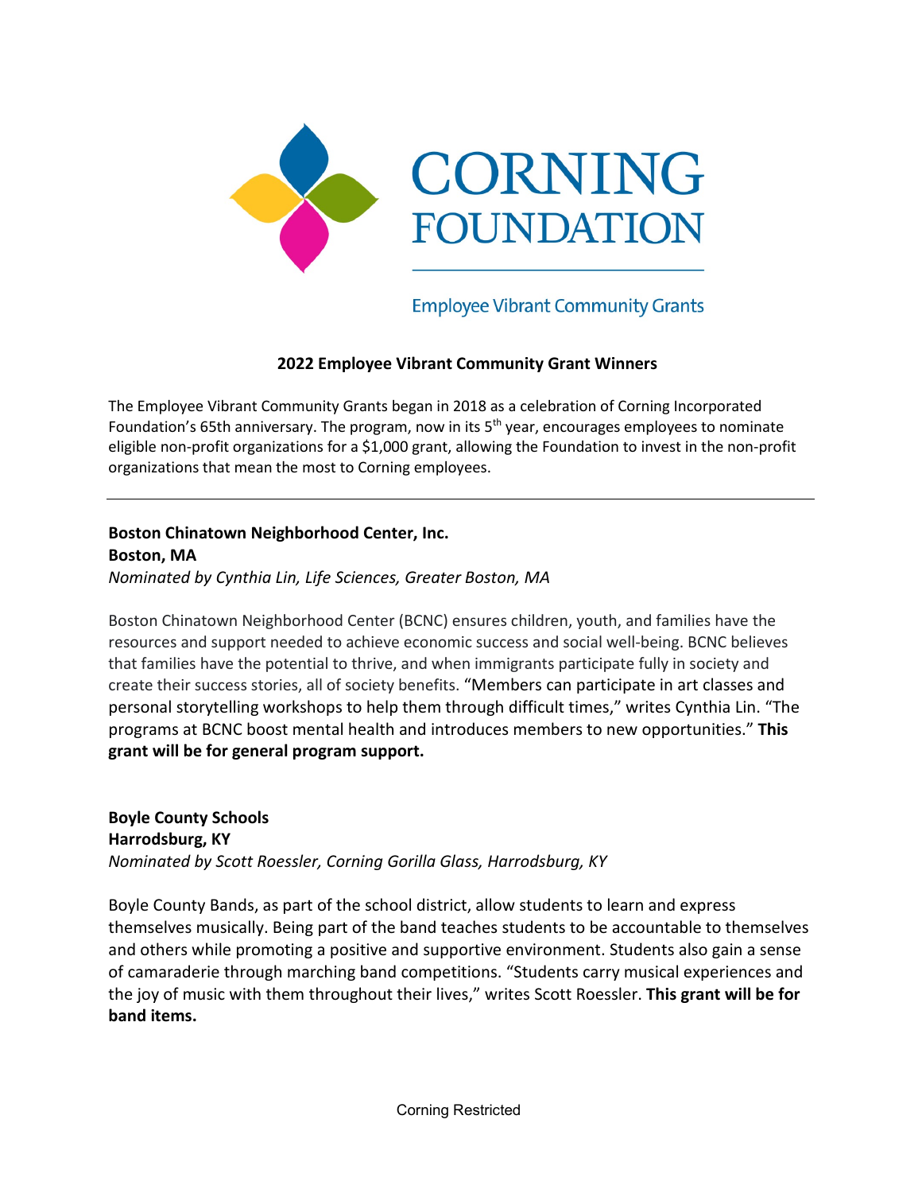# CORNING FOUNDATION

Employee Vibrant Community Grants

## 2022 Employee Vibrant Community Grant Winners

The Employee Vibrant Community Grants began in 2018 as a celebration of Corning Incorporated Foundation's 65th anniversary. The program, now in its 5th year, encourages employees to nominate eligible non-profit organizations for a $1,000 grant, allowing the Foundation to invest in the non-profit organizations that mean the most to Corning employees.

---

**Boston Chinatown Neighborhood Center, Inc.**
**Boston, MA**
*Nominated by Cynthia Lin, Life Sciences, Greater Boston, MA*

Boston Chinatown Neighborhood Center (BCNC) ensures children, youth, and families have the resources and support needed to achieve economic success and social well-being. BCNC believes that families have the potential to thrive, and when immigrants participate fully in society and create their success stories, all of society benefits. "Members can participate in art classes and personal storytelling workshops to help them through difficult times," writes Cynthia Lin. "The programs at BCNC boost mental health and introduces members to new opportunities." **This grant will be for general program support.**

**Boyle County Schools**
**Harrodsburg, KY**
*Nominated by Scott Roessler, Corning Gorilla Glass, Harrodsburg, KY*

Boyle County Bands, as part of the school district, allow students to learn and express themselves musically. Being part of the band teaches students to be accountable to themselves and others while promoting a positive and supportive environment. Students also gain a sense of camaraderie through marching band competitions. "Students carry musical experiences and the joy of music with them throughout their lives," writes Scott Roessler. **This grant will be for band items.**

Corning Restricted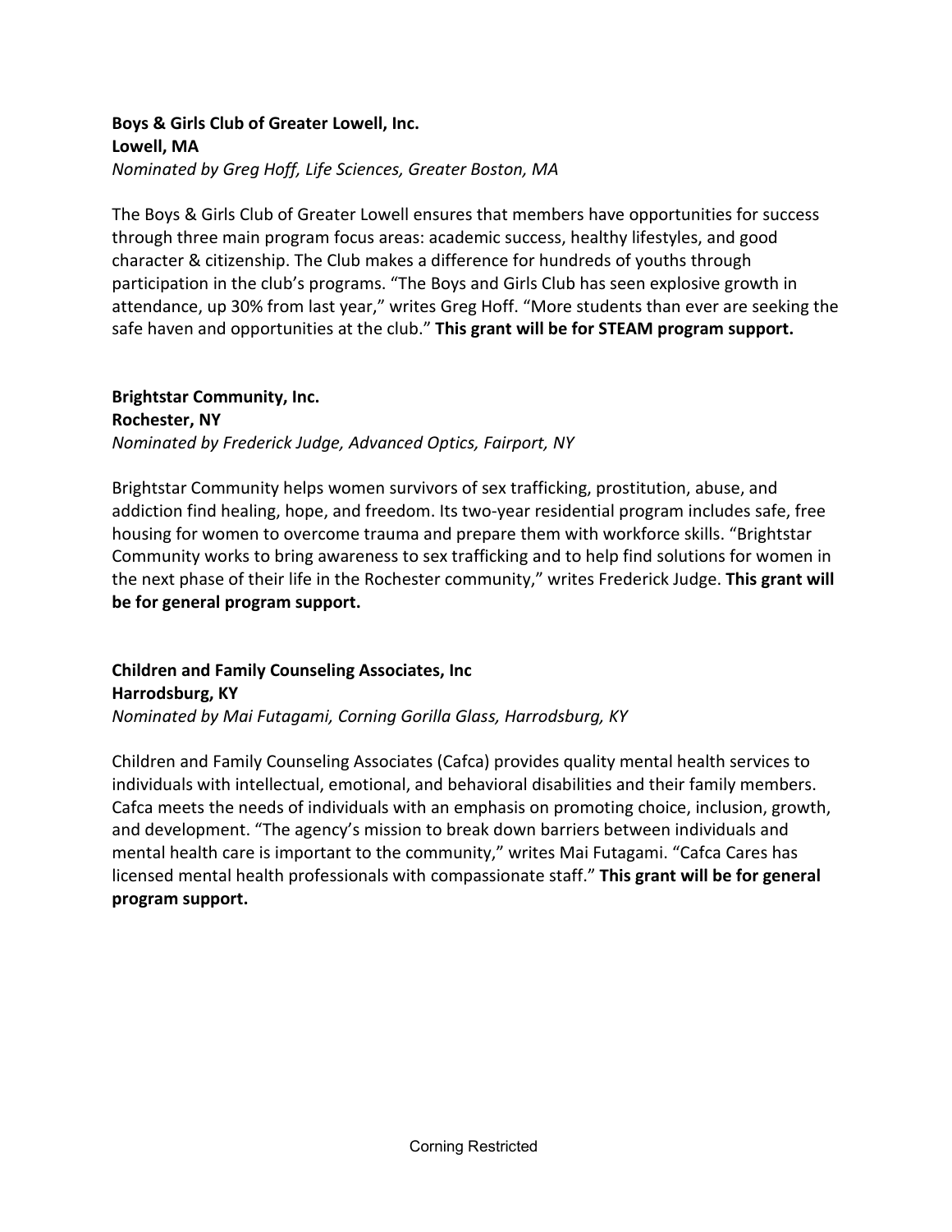**Boys & Girls Club of Greater Lowell, Inc.**
**Lowell, MA**
*Nominated by Greg Hoff, Life Sciences, Greater Boston, MA*

The Boys & Girls Club of Greater Lowell ensures that members have opportunities for success through three main program focus areas: academic success, healthy lifestyles, and good character & citizenship. The Club makes a difference for hundreds of youths through participation in the club's programs. "The Boys and Girls Club has seen explosive growth in attendance, up 30% from last year," writes Greg Hoff. "More students than ever are seeking the safe haven and opportunities at the club." **This grant will be for STEAM program support.**

**Brightstar Community, Inc.**
**Rochester, NY**
*Nominated by Frederick Judge, Advanced Optics, Fairport, NY*

Brightstar Community helps women survivors of sex trafficking, prostitution, abuse, and addiction find healing, hope, and freedom. Its two-year residential program includes safe, free housing for women to overcome trauma and prepare them with workforce skills. "Brightstar Community works to bring awareness to sex trafficking and to help find solutions for women in the next phase of their life in the Rochester community," writes Frederick Judge. **This grant will be for general program support.**

**Children and Family Counseling Associates, Inc**
**Harrodsburg, KY**
*Nominated by Mai Futagami, Corning Gorilla Glass, Harrodsburg, KY*

Children and Family Counseling Associates (Cafca) provides quality mental health services to individuals with intellectual, emotional, and behavioral disabilities and their family members. Cafca meets the needs of individuals with an emphasis on promoting choice, inclusion, growth, and development. "The agency's mission to break down barriers between individuals and mental health care is important to the community," writes Mai Futagami. "Cafca Cares has licensed mental health professionals with compassionate staff." **This grant will be for general program support.**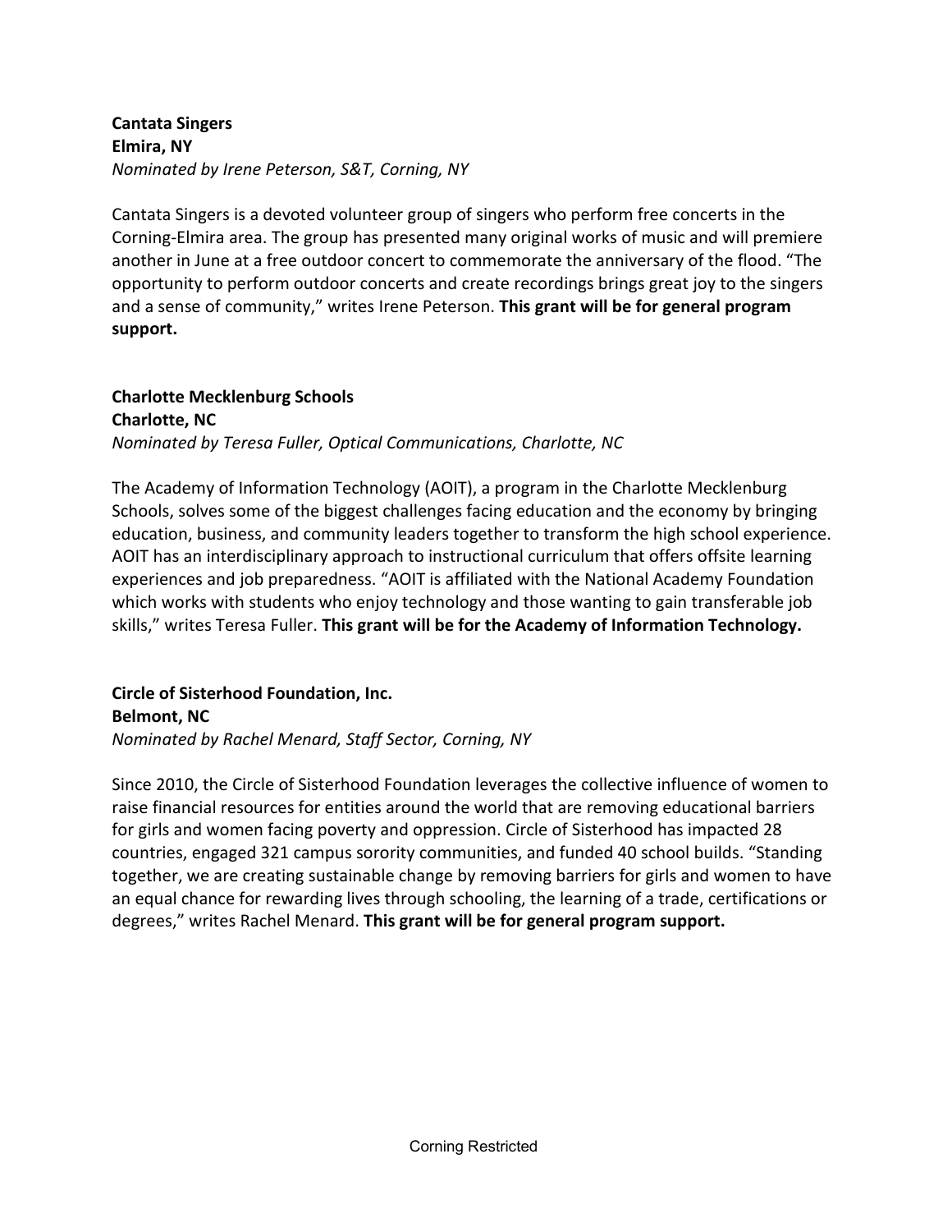**Cantata Singers**
**Elmira, NY**
*Nominated by Irene Peterson, S&T, Corning, NY*

Cantata Singers is a devoted volunteer group of singers who perform free concerts in the Corning-Elmira area. The group has presented many original works of music and will premiere another in June at a free outdoor concert to commemorate the anniversary of the flood. "The opportunity to perform outdoor concerts and create recordings brings great joy to the singers and a sense of community," writes Irene Peterson. **This grant will be for general program support.**

**Charlotte Mecklenburg Schools**
**Charlotte, NC**
*Nominated by Teresa Fuller, Optical Communications, Charlotte, NC*

The Academy of Information Technology (AOIT), a program in the Charlotte Mecklenburg Schools, solves some of the biggest challenges facing education and the economy by bringing education, business, and community leaders together to transform the high school experience. AOIT has an interdisciplinary approach to instructional curriculum that offers offsite learning experiences and job preparedness. "AOIT is affiliated with the National Academy Foundation which works with students who enjoy technology and those wanting to gain transferable job skills," writes Teresa Fuller. **This grant will be for the Academy of Information Technology.**

**Circle of Sisterhood Foundation, Inc.**
**Belmont, NC**
*Nominated by Rachel Menard, Staff Sector, Corning, NY*

Since 2010, the Circle of Sisterhood Foundation leverages the collective influence of women to raise financial resources for entities around the world that are removing educational barriers for girls and women facing poverty and oppression. Circle of Sisterhood has impacted 28 countries, engaged 321 campus sorority communities, and funded 40 school builds. "Standing together, we are creating sustainable change by removing barriers for girls and women to have an equal chance for rewarding lives through schooling, the learning of a trade, certifications or degrees," writes Rachel Menard. **This grant will be for general program support.**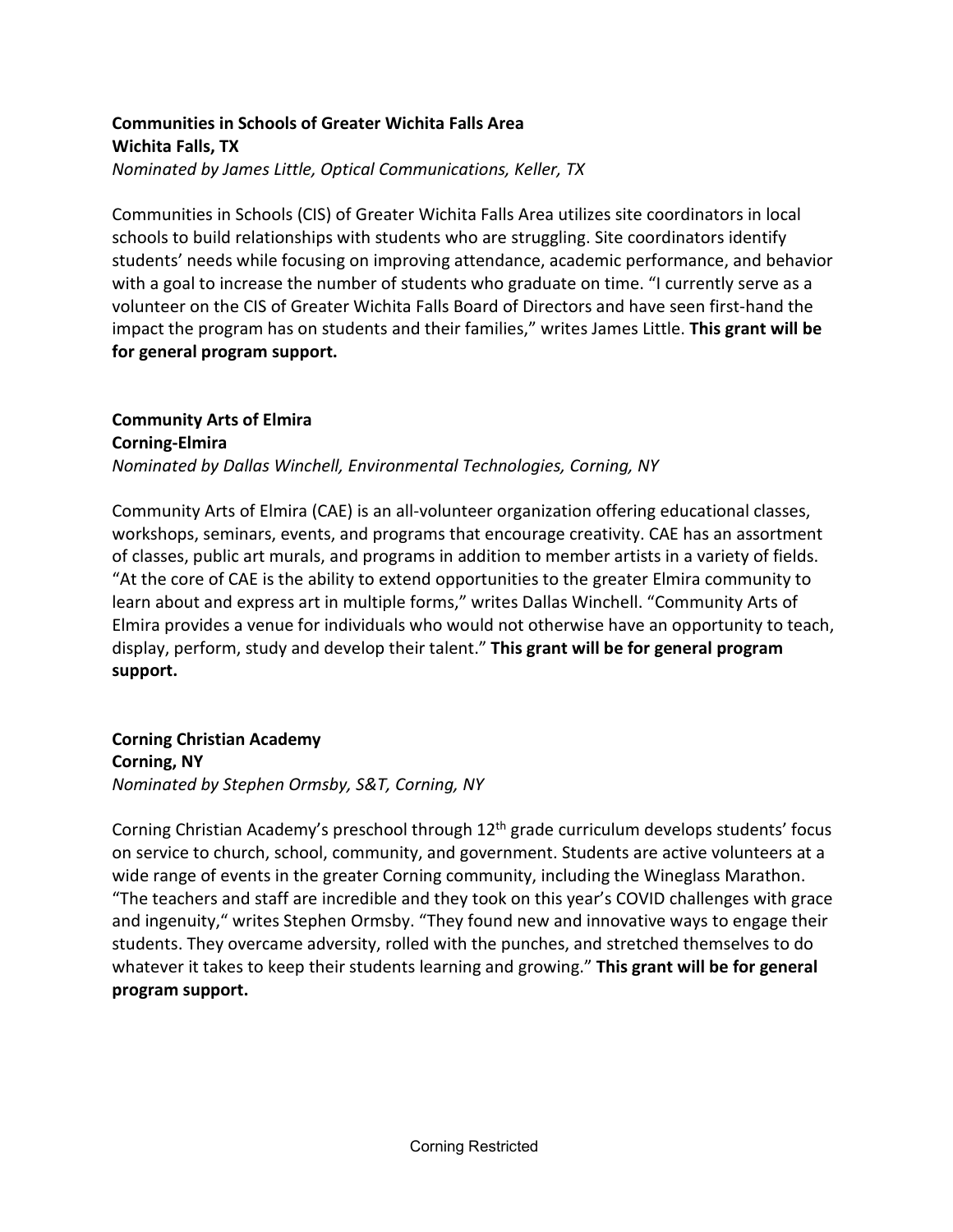**Communities in Schools of Greater Wichita Falls Area**
**Wichita Falls, TX**
*Nominated by James Little, Optical Communications, Keller, TX*

Communities in Schools (CIS) of Greater Wichita Falls Area utilizes site coordinators in local schools to build relationships with students who are struggling. Site coordinators identify students' needs while focusing on improving attendance, academic performance, and behavior with a goal to increase the number of students who graduate on time. "I currently serve as a volunteer on the CIS of Greater Wichita Falls Board of Directors and have seen first-hand the impact the program has on students and their families," writes James Little. **This grant will be for general program support.**

**Community Arts of Elmira**
**Corning-Elmira**
*Nominated by Dallas Winchell, Environmental Technologies, Corning, NY*

Community Arts of Elmira (CAE) is an all-volunteer organization offering educational classes, workshops, seminars, events, and programs that encourage creativity. CAE has an assortment of classes, public art murals, and programs in addition to member artists in a variety of fields. "At the core of CAE is the ability to extend opportunities to the greater Elmira community to learn about and express art in multiple forms," writes Dallas Winchell. "Community Arts of Elmira provides a venue for individuals who would not otherwise have an opportunity to teach, display, perform, study and develop their talent." **This grant will be for general program support.**

**Corning Christian Academy**
**Corning, NY**
*Nominated by Stephen Ormsby, S&T, Corning, NY*

Corning Christian Academy's preschool through 12th grade curriculum develops students' focus on service to church, school, community, and government. Students are active volunteers at a wide range of events in the greater Corning community, including the Wineglass Marathon. "The teachers and staff are incredible and they took on this year's COVID challenges with grace and ingenuity," writes Stephen Ormsby. "They found new and innovative ways to engage their students. They overcame adversity, rolled with the punches, and stretched themselves to do whatever it takes to keep their students learning and growing." **This grant will be for general program support.**

Corning Restricted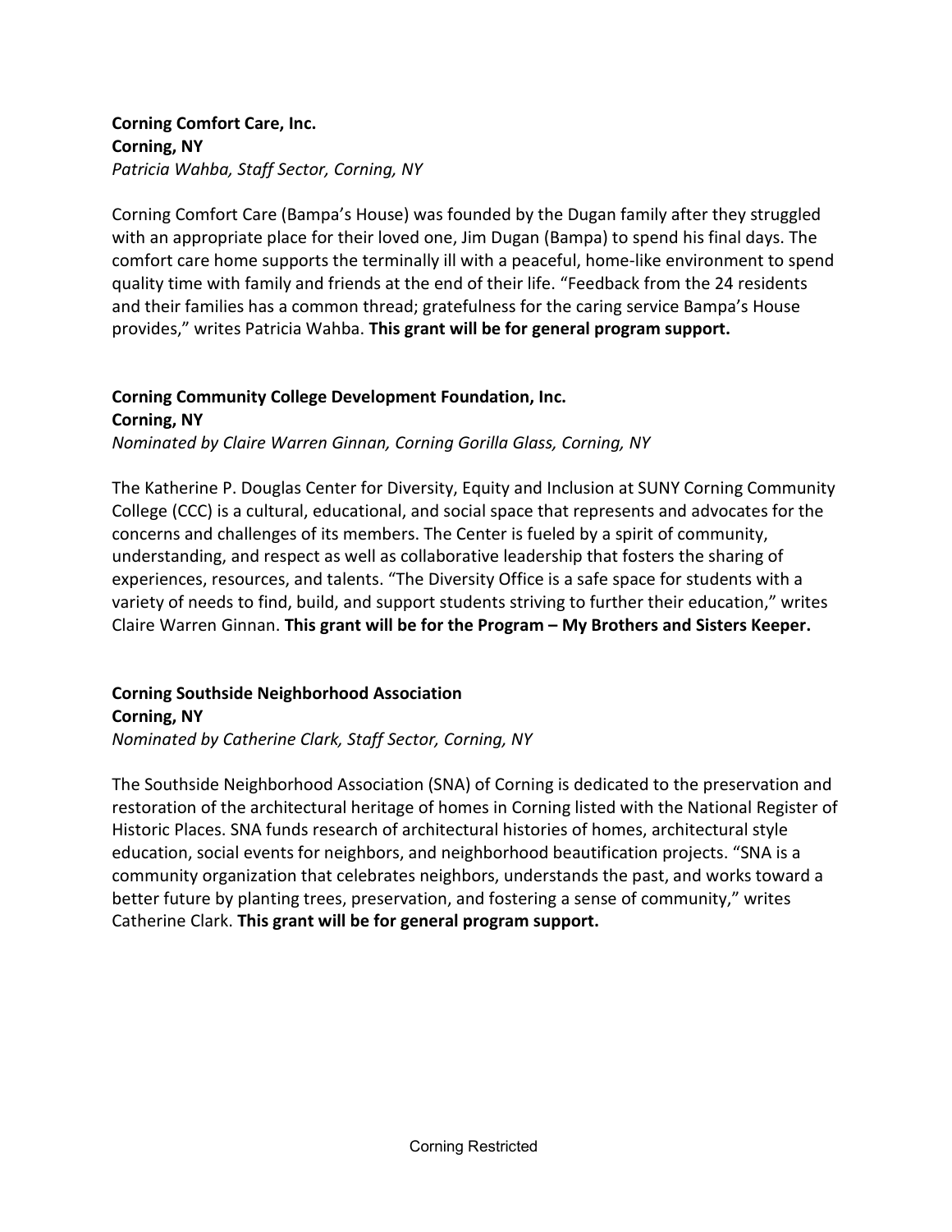**Corning Comfort Care, Inc.**
**Corning, NY**
*Patricia Wahba, Staff Sector, Corning, NY*

Corning Comfort Care (Bampa's House) was founded by the Dugan family after they struggled with an appropriate place for their loved one, Jim Dugan (Bampa) to spend his final days. The comfort care home supports the terminally ill with a peaceful, home-like environment to spend quality time with family and friends at the end of their life. "Feedback from the 24 residents and their families has a common thread; gratefulness for the caring service Bampa's House provides," writes Patricia Wahba. **This grant will be for general program support.**

**Corning Community College Development Foundation, Inc.**
**Corning, NY**
*Nominated by Claire Warren Ginnan, Corning Gorilla Glass, Corning, NY*

The Katherine P. Douglas Center for Diversity, Equity and Inclusion at SUNY Corning Community College (CCC) is a cultural, educational, and social space that represents and advocates for the concerns and challenges of its members. The Center is fueled by a spirit of community, understanding, and respect as well as collaborative leadership that fosters the sharing of experiences, resources, and talents. "The Diversity Office is a safe space for students with a variety of needs to find, build, and support students striving to further their education," writes Claire Warren Ginnan. **This grant will be for the Program – My Brothers and Sisters Keeper.**

**Corning Southside Neighborhood Association**
**Corning, NY**
*Nominated by Catherine Clark, Staff Sector, Corning, NY*

The Southside Neighborhood Association (SNA) of Corning is dedicated to the preservation and restoration of the architectural heritage of homes in Corning listed with the National Register of Historic Places. SNA funds research of architectural histories of homes, architectural style education, social events for neighbors, and neighborhood beautification projects. "SNA is a community organization that celebrates neighbors, understands the past, and works toward a better future by planting trees, preservation, and fostering a sense of community," writes Catherine Clark. **This grant will be for general program support.**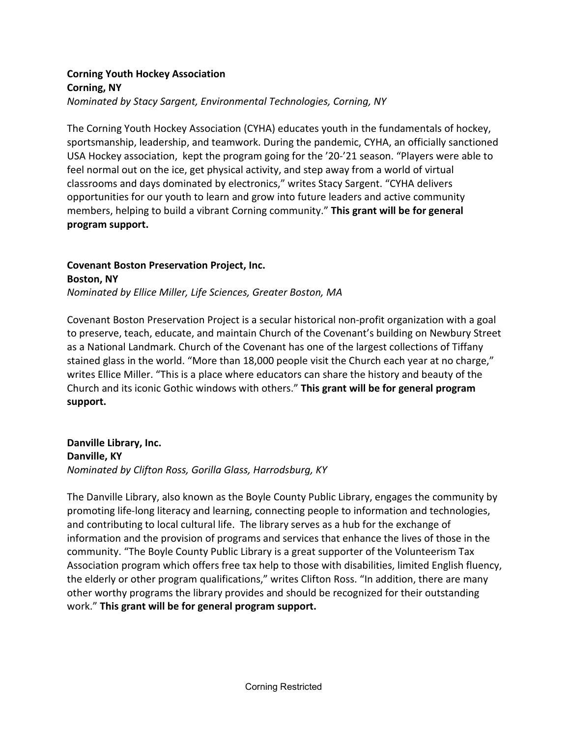**Corning Youth Hockey Association**
**Corning, NY**
*Nominated by Stacy Sargent, Environmental Technologies, Corning, NY*

The Corning Youth Hockey Association (CYHA) educates youth in the fundamentals of hockey, sportsmanship, leadership, and teamwork. During the pandemic, CYHA, an officially sanctioned USA Hockey association, kept the program going for the '20-'21 season. "Players were able to feel normal out on the ice, get physical activity, and step away from a world of virtual classrooms and days dominated by electronics," writes Stacy Sargent. "CYHA delivers opportunities for our youth to learn and grow into future leaders and active community members, helping to build a vibrant Corning community." **This grant will be for general program support.**

**Covenant Boston Preservation Project, Inc.**
**Boston, NY**
*Nominated by Ellice Miller, Life Sciences, Greater Boston, MA*

Covenant Boston Preservation Project is a secular historical non-profit organization with a goal to preserve, teach, educate, and maintain Church of the Covenant's building on Newbury Street as a National Landmark. Church of the Covenant has one of the largest collections of Tiffany stained glass in the world. "More than 18,000 people visit the Church each year at no charge," writes Ellice Miller. "This is a place where educators can share the history and beauty of the Church and its iconic Gothic windows with others." **This grant will be for general program support.**

**Danville Library, Inc.**
**Danville, KY**
*Nominated by Clifton Ross, Gorilla Glass, Harrodsburg, KY*

The Danville Library, also known as the Boyle County Public Library, engages the community by promoting life-long literacy and learning, connecting people to information and technologies, and contributing to local cultural life. The library serves as a hub for the exchange of information and the provision of programs and services that enhance the lives of those in the community. "The Boyle County Public Library is a great supporter of the Volunteerism Tax Association program which offers free tax help to those with disabilities, limited English fluency, the elderly or other program qualifications," writes Clifton Ross. "In addition, there are many other worthy programs the library provides and should be recognized for their outstanding work." **This grant will be for general program support.**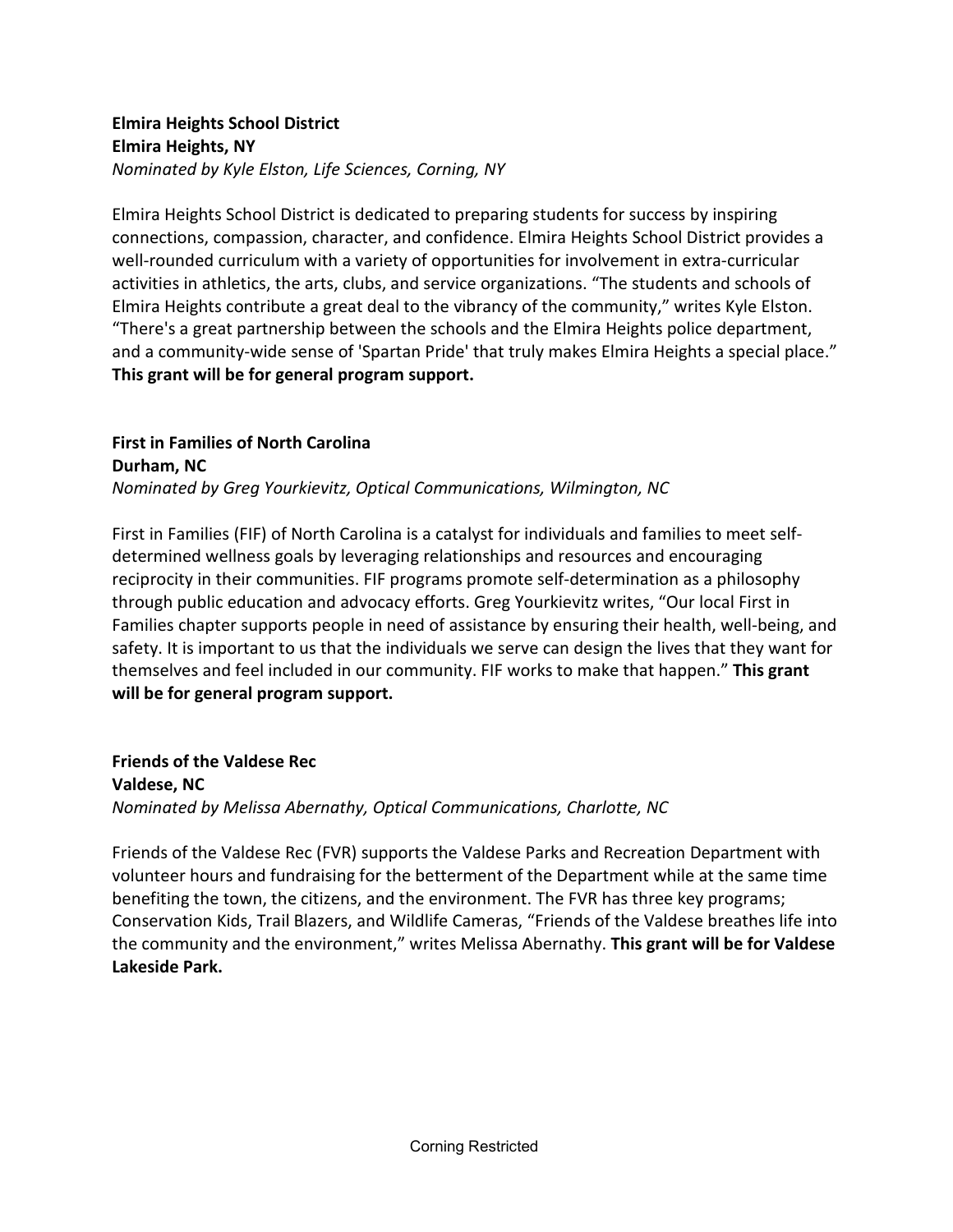**Elmira Heights School District**
**Elmira Heights, NY**
*Nominated by Kyle Elston, Life Sciences, Corning, NY*

Elmira Heights School District is dedicated to preparing students for success by inspiring connections, compassion, character, and confidence. Elmira Heights School District provides a well-rounded curriculum with a variety of opportunities for involvement in extra-curricular activities in athletics, the arts, clubs, and service organizations. "The students and schools of Elmira Heights contribute a great deal to the vibrancy of the community," writes Kyle Elston. "There's a great partnership between the schools and the Elmira Heights police department, and a community-wide sense of 'Spartan Pride' that truly makes Elmira Heights a special place." **This grant will be for general program support.**

**First in Families of North Carolina**
**Durham, NC**
*Nominated by Greg Yourkievitz, Optical Communications, Wilmington, NC*

First in Families (FIF) of North Carolina is a catalyst for individuals and families to meet self-determined wellness goals by leveraging relationships and resources and encouraging reciprocity in their communities. FIF programs promote self-determination as a philosophy through public education and advocacy efforts. Greg Yourkievitz writes, "Our local First in Families chapter supports people in need of assistance by ensuring their health, well-being, and safety. It is important to us that the individuals we serve can design the lives that they want for themselves and feel included in our community. FIF works to make that happen." **This grant will be for general program support.**

**Friends of the Valdese Rec**
**Valdese, NC**
*Nominated by Melissa Abernathy, Optical Communications, Charlotte, NC*

Friends of the Valdese Rec (FVR) supports the Valdese Parks and Recreation Department with volunteer hours and fundraising for the betterment of the Department while at the same time benefiting the town, the citizens, and the environment. The FVR has three key programs; Conservation Kids, Trail Blazers, and Wildlife Cameras, "Friends of the Valdese breathes life into the community and the environment," writes Melissa Abernathy. **This grant will be for Valdese Lakeside Park.**

Corning Restricted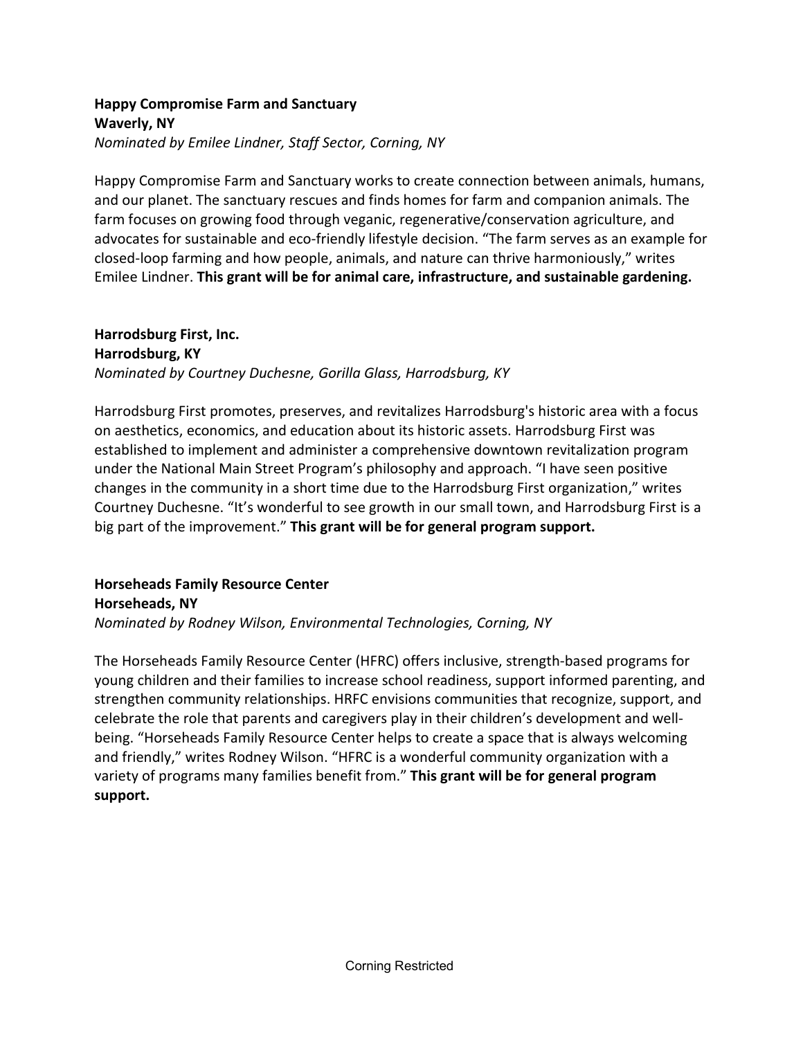**Happy Compromise Farm and Sanctuary**
**Waverly, NY**
*Nominated by Emilee Lindner, Staff Sector, Corning, NY*

Happy Compromise Farm and Sanctuary works to create connection between animals, humans, and our planet. The sanctuary rescues and finds homes for farm and companion animals. The farm focuses on growing food through veganic, regenerative/conservation agriculture, and advocates for sustainable and eco-friendly lifestyle decision. "The farm serves as an example for closed-loop farming and how people, animals, and nature can thrive harmoniously," writes Emilee Lindner. **This grant will be for animal care, infrastructure, and sustainable gardening.**

**Harrodsburg First, Inc.**
**Harrodsburg, KY**
*Nominated by Courtney Duchesne, Gorilla Glass, Harrodsburg, KY*

Harrodsburg First promotes, preserves, and revitalizes Harrodsburg's historic area with a focus on aesthetics, economics, and education about its historic assets. Harrodsburg First was established to implement and administer a comprehensive downtown revitalization program under the National Main Street Program's philosophy and approach. "I have seen positive changes in the community in a short time due to the Harrodsburg First organization," writes Courtney Duchesne. "It's wonderful to see growth in our small town, and Harrodsburg First is a big part of the improvement." **This grant will be for general program support.**

**Horseheads Family Resource Center**
**Horseheads, NY**
*Nominated by Rodney Wilson, Environmental Technologies, Corning, NY*

The Horseheads Family Resource Center (HFRC) offers inclusive, strength-based programs for young children and their families to increase school readiness, support informed parenting, and strengthen community relationships. HRFC envisions communities that recognize, support, and celebrate the role that parents and caregivers play in their children's development and well-being. "Horseheads Family Resource Center helps to create a space that is always welcoming and friendly," writes Rodney Wilson. "HFRC is a wonderful community organization with a variety of programs many families benefit from." **This grant will be for general program support.**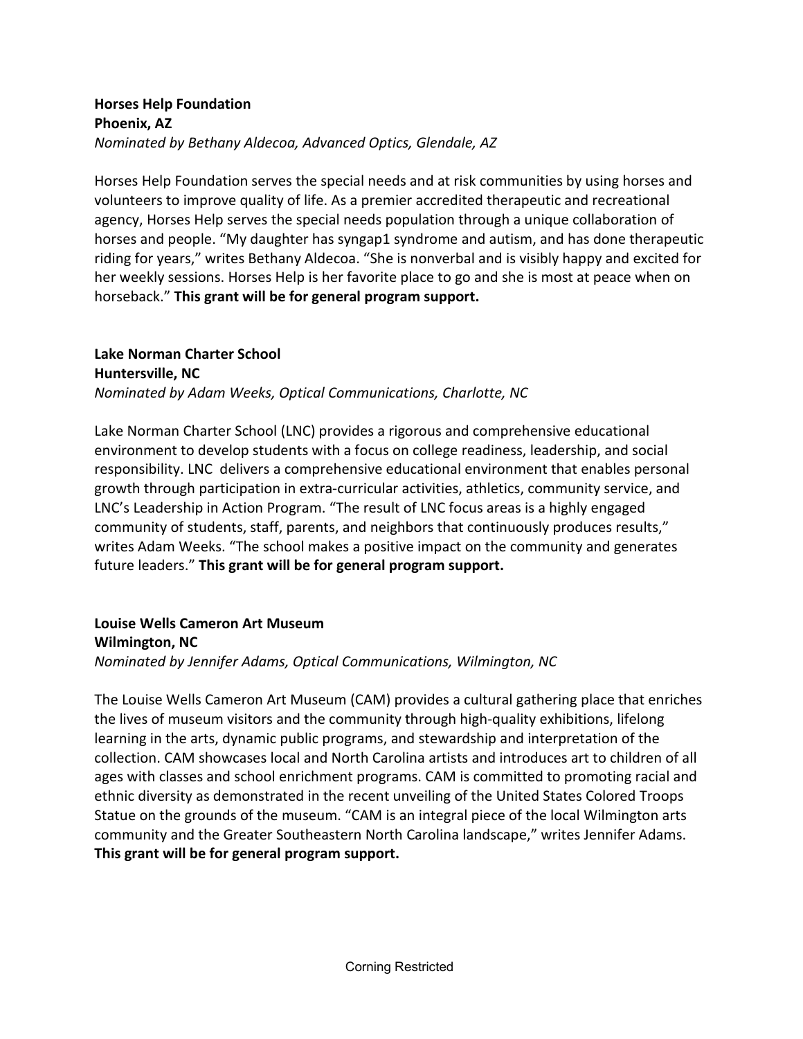**Horses Help Foundation**
**Phoenix, AZ**
*Nominated by Bethany Aldecoa, Advanced Optics, Glendale, AZ*

Horses Help Foundation serves the special needs and at risk communities by using horses and volunteers to improve quality of life. As a premier accredited therapeutic and recreational agency, Horses Help serves the special needs population through a unique collaboration of horses and people. "My daughter has syngap1 syndrome and autism, and has done therapeutic riding for years," writes Bethany Aldecoa. "She is nonverbal and is visibly happy and excited for her weekly sessions. Horses Help is her favorite place to go and she is most at peace when on horseback." **This grant will be for general program support.**

**Lake Norman Charter School**
**Huntersville, NC**
*Nominated by Adam Weeks, Optical Communications, Charlotte, NC*

Lake Norman Charter School (LNC) provides a rigorous and comprehensive educational environment to develop students with a focus on college readiness, leadership, and social responsibility. LNC delivers a comprehensive educational environment that enables personal growth through participation in extra-curricular activities, athletics, community service, and LNC's Leadership in Action Program. "The result of LNC focus areas is a highly engaged community of students, staff, parents, and neighbors that continuously produces results," writes Adam Weeks. "The school makes a positive impact on the community and generates future leaders." **This grant will be for general program support.**

**Louise Wells Cameron Art Museum**
**Wilmington, NC**
*Nominated by Jennifer Adams, Optical Communications, Wilmington, NC*

The Louise Wells Cameron Art Museum (CAM) provides a cultural gathering place that enriches the lives of museum visitors and the community through high-quality exhibitions, lifelong learning in the arts, dynamic public programs, and stewardship and interpretation of the collection. CAM showcases local and North Carolina artists and introduces art to children of all ages with classes and school enrichment programs. CAM is committed to promoting racial and ethnic diversity as demonstrated in the recent unveiling of the United States Colored Troops Statue on the grounds of the museum. "CAM is an integral piece of the local Wilmington arts community and the Greater Southeastern North Carolina landscape," writes Jennifer Adams. **This grant will be for general program support.**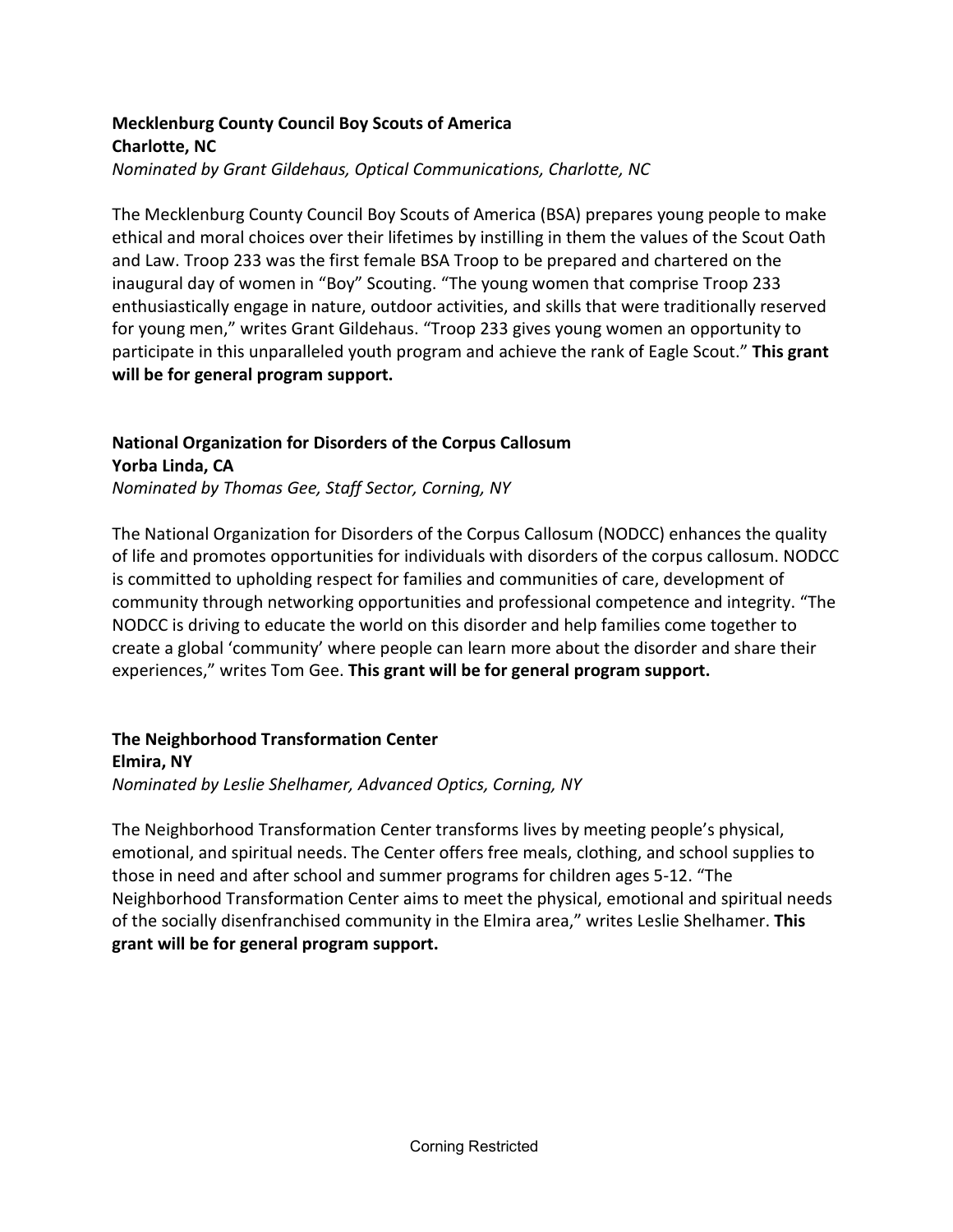**Mecklenburg County Council Boy Scouts of America**
**Charlotte, NC**
*Nominated by Grant Gildehaus, Optical Communications, Charlotte, NC*

The Mecklenburg County Council Boy Scouts of America (BSA) prepares young people to make ethical and moral choices over their lifetimes by instilling in them the values of the Scout Oath and Law. Troop 233 was the first female BSA Troop to be prepared and chartered on the inaugural day of women in "Boy" Scouting. "The young women that comprise Troop 233 enthusiastically engage in nature, outdoor activities, and skills that were traditionally reserved for young men," writes Grant Gildehaus. "Troop 233 gives young women an opportunity to participate in this unparalleled youth program and achieve the rank of Eagle Scout." **This grant will be for general program support.**

**National Organization for Disorders of the Corpus Callosum**
**Yorba Linda, CA**
*Nominated by Thomas Gee, Staff Sector, Corning, NY*

The National Organization for Disorders of the Corpus Callosum (NODCC) enhances the quality of life and promotes opportunities for individuals with disorders of the corpus callosum. NODCC is committed to upholding respect for families and communities of care, development of community through networking opportunities and professional competence and integrity. "The NODCC is driving to educate the world on this disorder and help families come together to create a global 'community' where people can learn more about the disorder and share their experiences," writes Tom Gee. **This grant will be for general program support.**

**The Neighborhood Transformation Center**
**Elmira, NY**
*Nominated by Leslie Shelhamer, Advanced Optics, Corning, NY*

The Neighborhood Transformation Center transforms lives by meeting people's physical, emotional, and spiritual needs. The Center offers free meals, clothing, and school supplies to those in need and after school and summer programs for children ages 5-12. "The Neighborhood Transformation Center aims to meet the physical, emotional and spiritual needs of the socially disenfranchised community in the Elmira area," writes Leslie Shelhamer. **This grant will be for general program support.**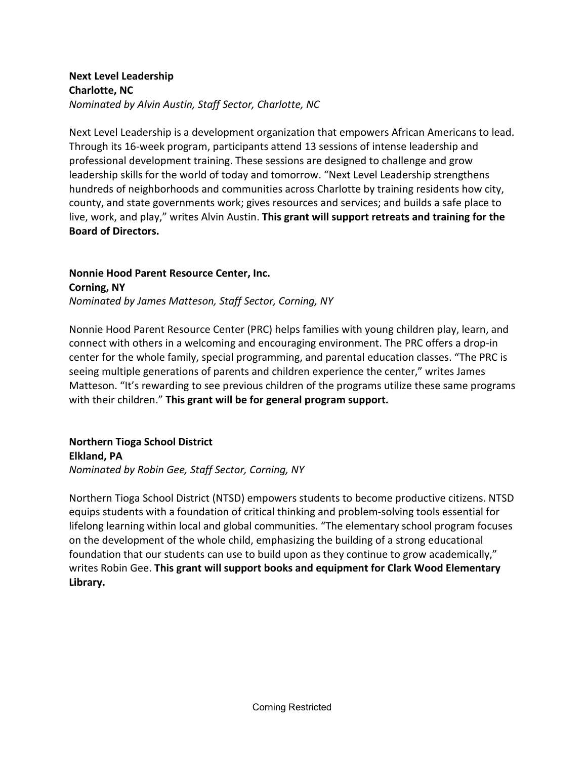**Next Level Leadership**
**Charlotte, NC**
*Nominated by Alvin Austin, Staff Sector, Charlotte, NC*

Next Level Leadership is a development organization that empowers African Americans to lead. Through its 16-week program, participants attend 13 sessions of intense leadership and professional development training. These sessions are designed to challenge and grow leadership skills for the world of today and tomorrow. "Next Level Leadership strengthens hundreds of neighborhoods and communities across Charlotte by training residents how city, county, and state governments work; gives resources and services; and builds a safe place to live, work, and play," writes Alvin Austin. **This grant will support retreats and training for the Board of Directors.**

**Nonnie Hood Parent Resource Center, Inc.**
**Corning, NY**
*Nominated by James Matteson, Staff Sector, Corning, NY*

Nonnie Hood Parent Resource Center (PRC) helps families with young children play, learn, and connect with others in a welcoming and encouraging environment. The PRC offers a drop-in center for the whole family, special programming, and parental education classes. "The PRC is seeing multiple generations of parents and children experience the center," writes James Matteson. "It's rewarding to see previous children of the programs utilize these same programs with their children." **This grant will be for general program support.**

**Northern Tioga School District**
**Elkland, PA**
*Nominated by Robin Gee, Staff Sector, Corning, NY*

Northern Tioga School District (NTSD) empowers students to become productive citizens. NTSD equips students with a foundation of critical thinking and problem-solving tools essential for lifelong learning within local and global communities. "The elementary school program focuses on the development of the whole child, emphasizing the building of a strong educational foundation that our students can use to build upon as they continue to grow academically," writes Robin Gee. **This grant will support books and equipment for Clark Wood Elementary Library.**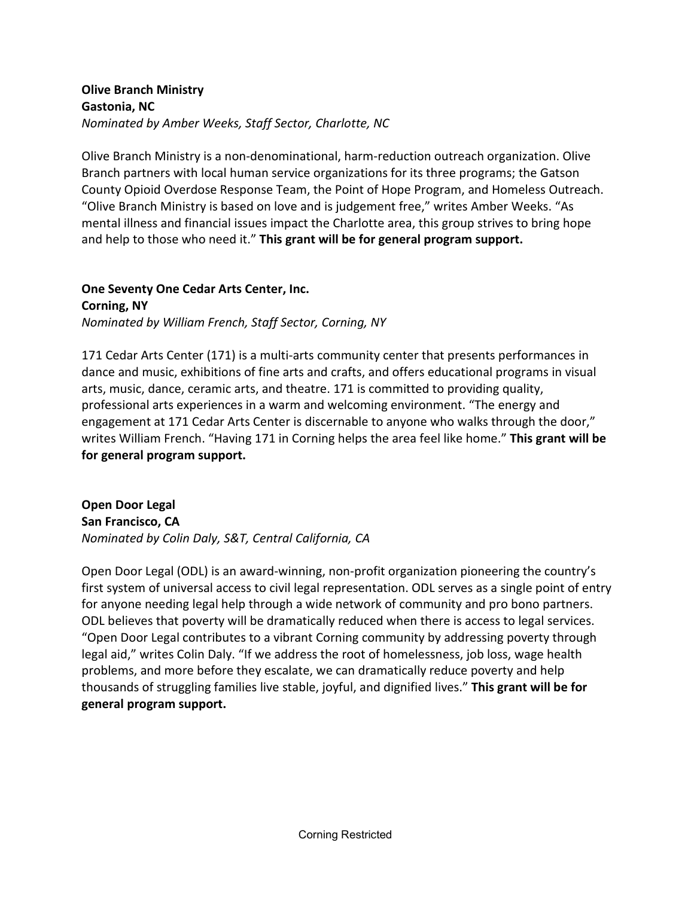**Olive Branch Ministry**
**Gastonia, NC**
*Nominated by Amber Weeks, Staff Sector, Charlotte, NC*

Olive Branch Ministry is a non-denominational, harm-reduction outreach organization. Olive Branch partners with local human service organizations for its three programs; the Gatson County Opioid Overdose Response Team, the Point of Hope Program, and Homeless Outreach. "Olive Branch Ministry is based on love and is judgement free," writes Amber Weeks. "As mental illness and financial issues impact the Charlotte area, this group strives to bring hope and help to those who need it." **This grant will be for general program support.**

**One Seventy One Cedar Arts Center, Inc.**
**Corning, NY**
*Nominated by William French, Staff Sector, Corning, NY*

171 Cedar Arts Center (171) is a multi-arts community center that presents performances in dance and music, exhibitions of fine arts and crafts, and offers educational programs in visual arts, music, dance, ceramic arts, and theatre. 171 is committed to providing quality, professional arts experiences in a warm and welcoming environment. "The energy and engagement at 171 Cedar Arts Center is discernable to anyone who walks through the door," writes William French. "Having 171 in Corning helps the area feel like home." **This grant will be for general program support.**

**Open Door Legal**
**San Francisco, CA**
*Nominated by Colin Daly, S&T, Central California, CA*

Open Door Legal (ODL) is an award-winning, non-profit organization pioneering the country's first system of universal access to civil legal representation. ODL serves as a single point of entry for anyone needing legal help through a wide network of community and pro bono partners. ODL believes that poverty will be dramatically reduced when there is access to legal services. "Open Door Legal contributes to a vibrant Corning community by addressing poverty through legal aid," writes Colin Daly. "If we address the root of homelessness, job loss, wage health problems, and more before they escalate, we can dramatically reduce poverty and help thousands of struggling families live stable, joyful, and dignified lives." **This grant will be for general program support.**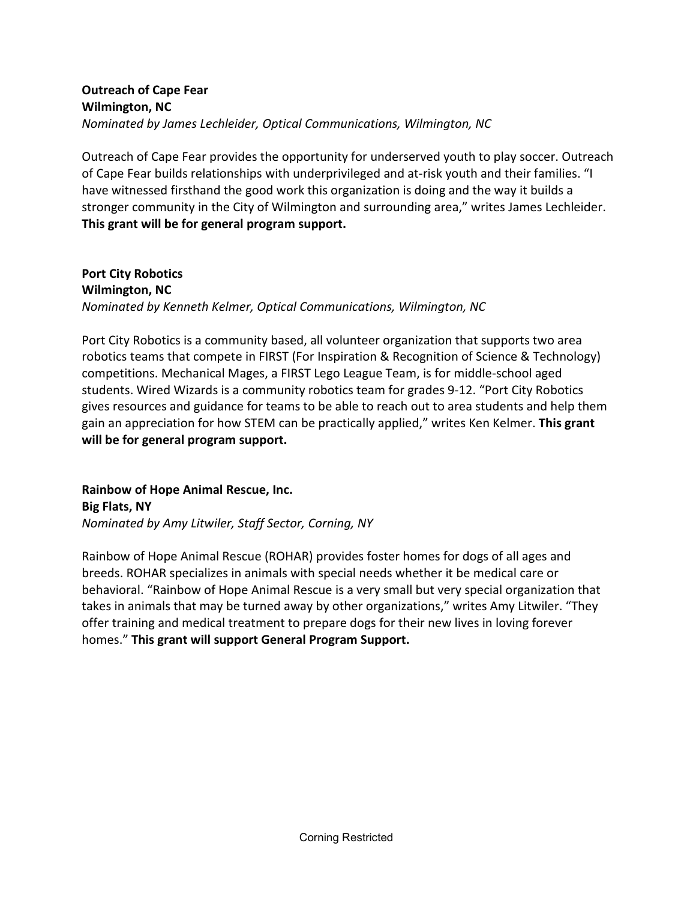**Outreach of Cape Fear**
**Wilmington, NC**
*Nominated by James Lechleider, Optical Communications, Wilmington, NC*

Outreach of Cape Fear provides the opportunity for underserved youth to play soccer. Outreach of Cape Fear builds relationships with underprivileged and at-risk youth and their families. "I have witnessed firsthand the good work this organization is doing and the way it builds a stronger community in the City of Wilmington and surrounding area," writes James Lechleider. **This grant will be for general program support.**

**Port City Robotics**
**Wilmington, NC**
*Nominated by Kenneth Kelmer, Optical Communications, Wilmington, NC*

Port City Robotics is a community based, all volunteer organization that supports two area robotics teams that compete in FIRST (For Inspiration & Recognition of Science & Technology) competitions. Mechanical Mages, a FIRST Lego League Team, is for middle-school aged students. Wired Wizards is a community robotics team for grades 9-12. "Port City Robotics gives resources and guidance for teams to be able to reach out to area students and help them gain an appreciation for how STEM can be practically applied," writes Ken Kelmer. **This grant will be for general program support.**

**Rainbow of Hope Animal Rescue, Inc.**
**Big Flats, NY**
*Nominated by Amy Litwiler, Staff Sector, Corning, NY*

Rainbow of Hope Animal Rescue (ROHAR) provides foster homes for dogs of all ages and breeds. ROHAR specializes in animals with special needs whether it be medical care or behavioral. "Rainbow of Hope Animal Rescue is a very small but very special organization that takes in animals that may be turned away by other organizations," writes Amy Litwiler. "They offer training and medical treatment to prepare dogs for their new lives in loving forever homes." **This grant will support General Program Support.**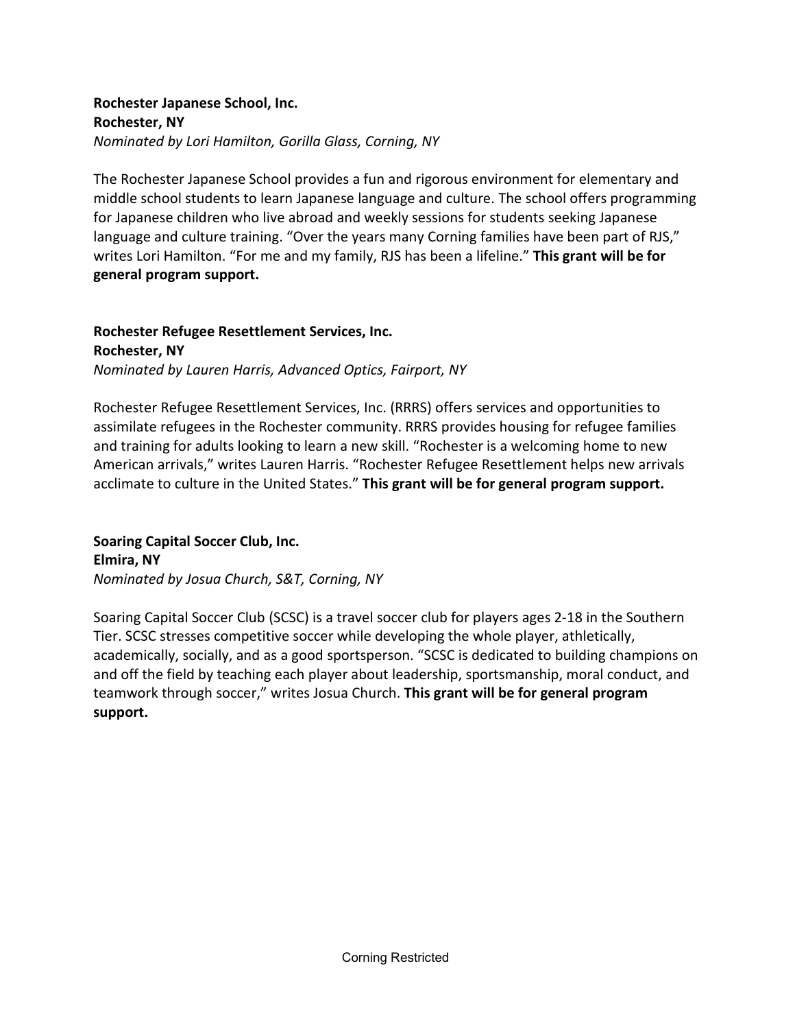**Rochester Japanese School, Inc.**
**Rochester, NY**
*Nominated by Lori Hamilton, Gorilla Glass, Corning, NY*

The Rochester Japanese School provides a fun and rigorous environment for elementary and middle school students to learn Japanese language and culture. The school offers programming for Japanese children who live abroad and weekly sessions for students seeking Japanese language and culture training. "Over the years many Corning families have been part of RJS," writes Lori Hamilton. "For me and my family, RJS has been a lifeline." **This grant will be for general program support.**

**Rochester Refugee Resettlement Services, Inc.**
**Rochester, NY**
*Nominated by Lauren Harris, Advanced Optics, Fairport, NY*

Rochester Refugee Resettlement Services, Inc. (RRRS) offers services and opportunities to assimilate refugees in the Rochester community. RRRS provides housing for refugee families and training for adults looking to learn a new skill. "Rochester is a welcoming home to new American arrivals," writes Lauren Harris. "Rochester Refugee Resettlement helps new arrivals acclimate to culture in the United States." **This grant will be for general program support.**

**Soaring Capital Soccer Club, Inc.**
**Elmira, NY**
*Nominated by Josua Church, S&T, Corning, NY*

Soaring Capital Soccer Club (SCSC) is a travel soccer club for players ages 2-18 in the Southern Tier. SCSC stresses competitive soccer while developing the whole player, athletically, academically, socially, and as a good sportsperson. "SCSC is dedicated to building champions on and off the field by teaching each player about leadership, sportsmanship, moral conduct, and teamwork through soccer," writes Josua Church. **This grant will be for general program support.**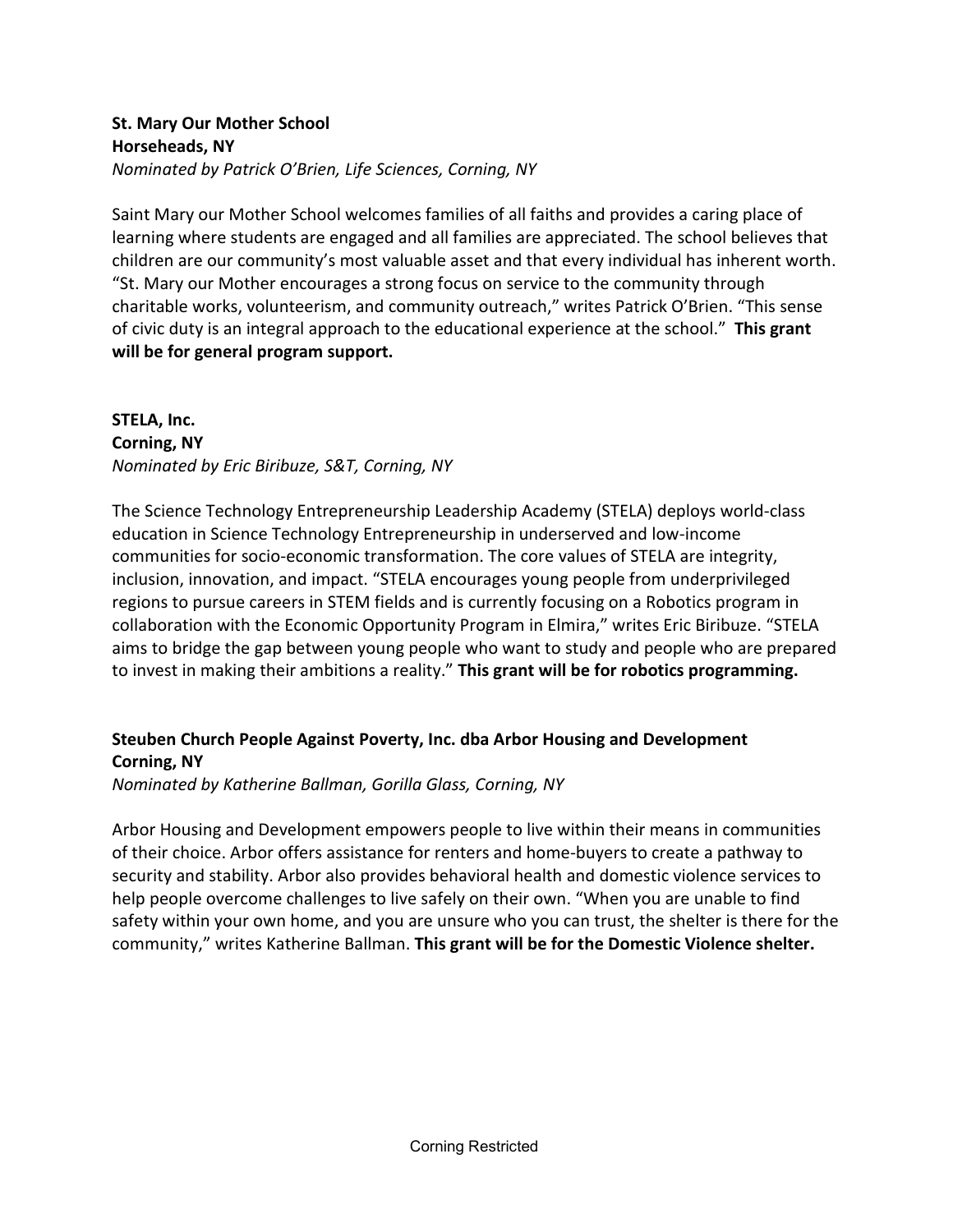**St. Mary Our Mother School**
**Horseheads, NY**
*Nominated by Patrick O'Brien, Life Sciences, Corning, NY*

Saint Mary our Mother School welcomes families of all faiths and provides a caring place of learning where students are engaged and all families are appreciated. The school believes that children are our community's most valuable asset and that every individual has inherent worth. "St. Mary our Mother encourages a strong focus on service to the community through charitable works, volunteerism, and community outreach," writes Patrick O'Brien. "This sense of civic duty is an integral approach to the educational experience at the school." **This grant will be for general program support.**

**STELA, Inc.**
**Corning, NY**
*Nominated by Eric Biribuze, S&T, Corning, NY*

The Science Technology Entrepreneurship Leadership Academy (STELA) deploys world-class education in Science Technology Entrepreneurship in underserved and low-income communities for socio-economic transformation. The core values of STELA are integrity, inclusion, innovation, and impact. "STELA encourages young people from underprivileged regions to pursue careers in STEM fields and is currently focusing on a Robotics program in collaboration with the Economic Opportunity Program in Elmira," writes Eric Biribuze. "STELA aims to bridge the gap between young people who want to study and people who are prepared to invest in making their ambitions a reality." **This grant will be for robotics programming.**

**Steuben Church People Against Poverty, Inc. dba Arbor Housing and Development**
**Corning, NY**
*Nominated by Katherine Ballman, Gorilla Glass, Corning, NY*

Arbor Housing and Development empowers people to live within their means in communities of their choice. Arbor offers assistance for renters and home-buyers to create a pathway to security and stability. Arbor also provides behavioral health and domestic violence services to help people overcome challenges to live safely on their own. "When you are unable to find safety within your own home, and you are unsure who you can trust, the shelter is there for the community," writes Katherine Ballman. **This grant will be for the Domestic Violence shelter.**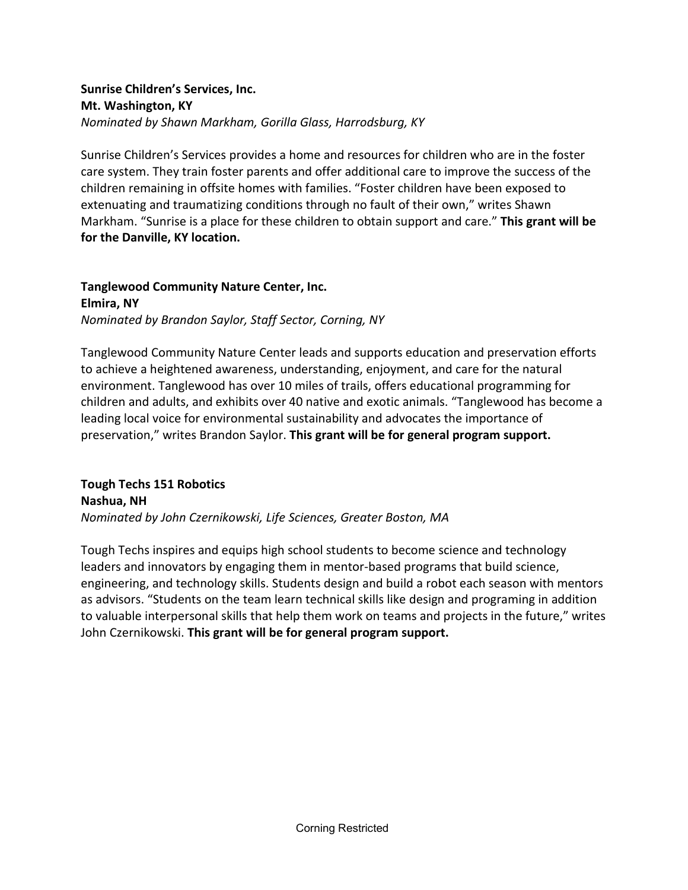**Sunrise Children's Services, Inc.**
**Mt. Washington, KY**
*Nominated by Shawn Markham, Gorilla Glass, Harrodsburg, KY*

Sunrise Children's Services provides a home and resources for children who are in the foster care system. They train foster parents and offer additional care to improve the success of the children remaining in offsite homes with families. "Foster children have been exposed to extenuating and traumatizing conditions through no fault of their own," writes Shawn Markham. "Sunrise is a place for these children to obtain support and care." **This grant will be for the Danville, KY location.**

**Tanglewood Community Nature Center, Inc.**
**Elmira, NY**
*Nominated by Brandon Saylor, Staff Sector, Corning, NY*

Tanglewood Community Nature Center leads and supports education and preservation efforts to achieve a heightened awareness, understanding, enjoyment, and care for the natural environment. Tanglewood has over 10 miles of trails, offers educational programming for children and adults, and exhibits over 40 native and exotic animals. "Tanglewood has become a leading local voice for environmental sustainability and advocates the importance of preservation," writes Brandon Saylor. **This grant will be for general program support.**

**Tough Techs 151 Robotics**
**Nashua, NH**
*Nominated by John Czernikowski, Life Sciences, Greater Boston, MA*

Tough Techs inspires and equips high school students to become science and technology leaders and innovators by engaging them in mentor-based programs that build science, engineering, and technology skills. Students design and build a robot each season with mentors as advisors. "Students on the team learn technical skills like design and programing in addition to valuable interpersonal skills that help them work on teams and projects in the future," writes John Czernikowski. **This grant will be for general program support.**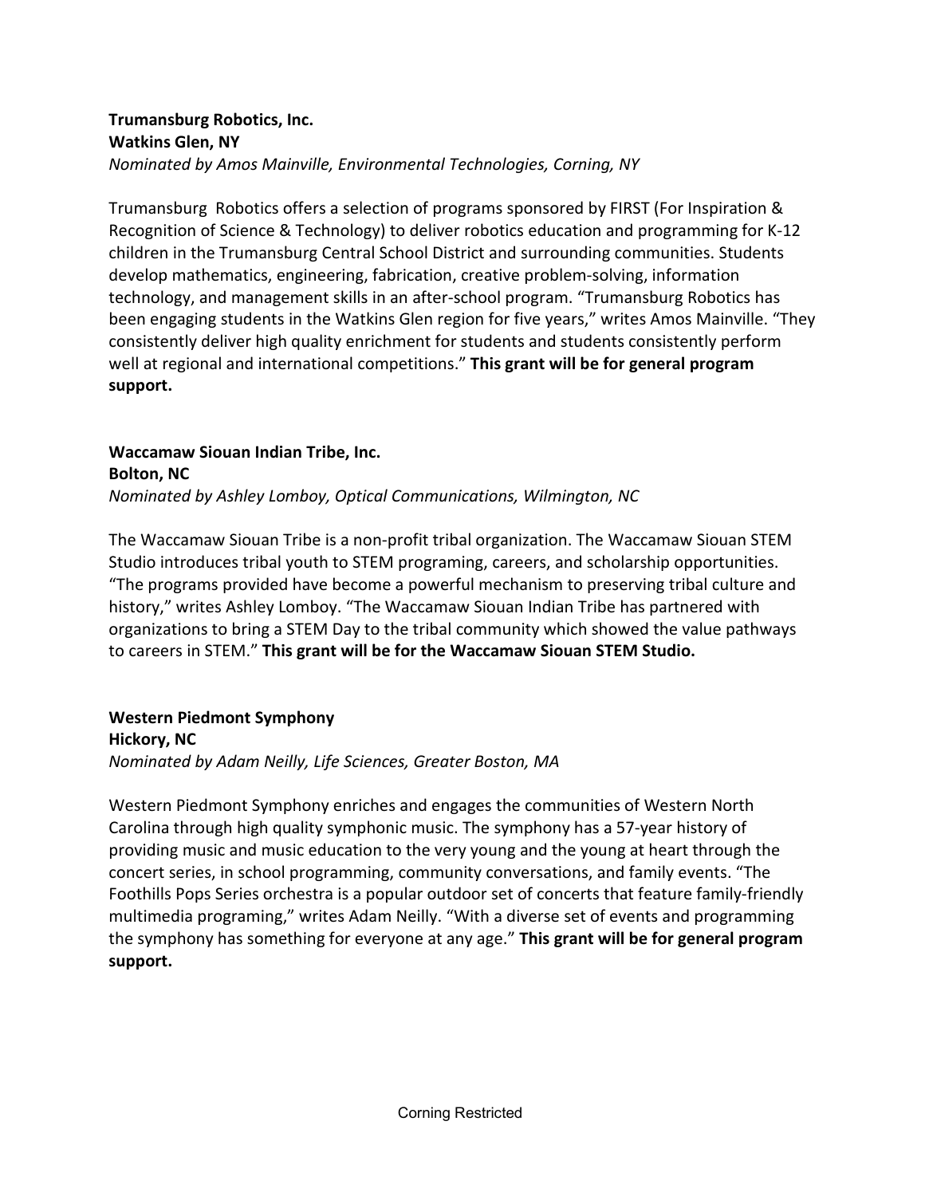**Trumansburg Robotics, Inc.**
**Watkins Glen, NY**
*Nominated by Amos Mainville, Environmental Technologies, Corning, NY*

Trumansburg Robotics offers a selection of programs sponsored by FIRST (For Inspiration & Recognition of Science & Technology) to deliver robotics education and programming for K-12 children in the Trumansburg Central School District and surrounding communities. Students develop mathematics, engineering, fabrication, creative problem-solving, information technology, and management skills in an after-school program. "Trumansburg Robotics has been engaging students in the Watkins Glen region for five years," writes Amos Mainville. "They consistently deliver high quality enrichment for students and students consistently perform well at regional and international competitions." **This grant will be for general program support.**

**Waccamaw Siouan Indian Tribe, Inc.**
**Bolton, NC**
*Nominated by Ashley Lomboy, Optical Communications, Wilmington, NC*

The Waccamaw Siouan Tribe is a non-profit tribal organization. The Waccamaw Siouan STEM Studio introduces tribal youth to STEM programing, careers, and scholarship opportunities. "The programs provided have become a powerful mechanism to preserving tribal culture and history," writes Ashley Lomboy. "The Waccamaw Siouan Indian Tribe has partnered with organizations to bring a STEM Day to the tribal community which showed the value pathways to careers in STEM." **This grant will be for the Waccamaw Siouan STEM Studio.**

**Western Piedmont Symphony**
**Hickory, NC**
*Nominated by Adam Neilly, Life Sciences, Greater Boston, MA*

Western Piedmont Symphony enriches and engages the communities of Western North Carolina through high quality symphonic music. The symphony has a 57-year history of providing music and music education to the very young and the young at heart through the concert series, in school programming, community conversations, and family events. "The Foothills Pops Series orchestra is a popular outdoor set of concerts that feature family-friendly multimedia programing," writes Adam Neilly. "With a diverse set of events and programming the symphony has something for everyone at any age." **This grant will be for general program support.**